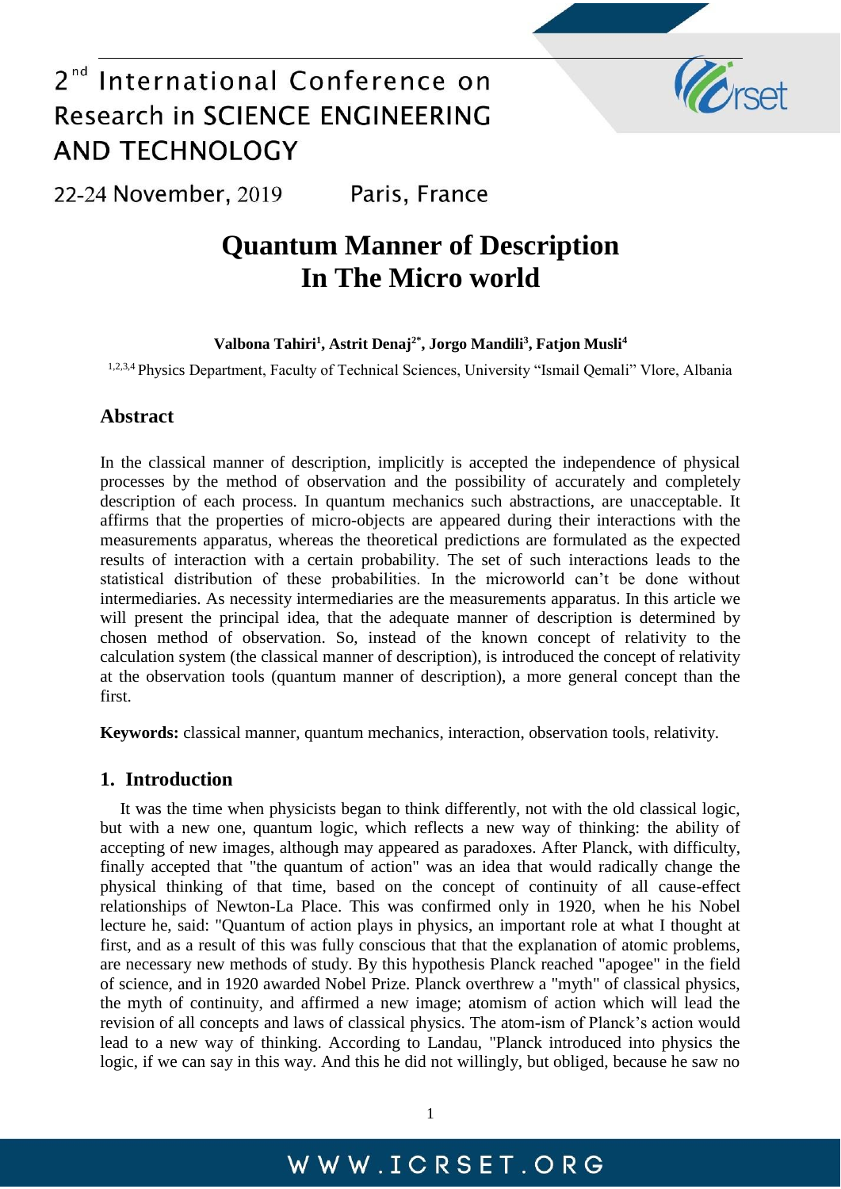# Quantum Manner of Description In The Micro world

**Valbona Tahiri[1], Astrit Denaj[2*], Jorgo Mandili[3], Fatjon Musli[4]**

[1,2,3,4] Physics Department, Faculty of Technical Sciences, University "Ismail Qemali" Vlore, Albania

## Abstract

In the classical manner of description, implicitly is accepted the independence of physical processes by the method of observation and the possibility of accurately and completely description of each process. In quantum mechanics such abstractions, are unacceptable. It affirms that the properties of micro-objects are appeared during their interactions with the measurements apparatus, whereas the theoretical predictions are formulated as the expected results of interaction with a certain probability. The set of such interactions leads to the statistical distribution of these probabilities. In the microworld can't be done without intermediaries. As necessity intermediaries are the measurements apparatus. In this article we will present the principal idea, that the adequate manner of description is determined by chosen method of observation. So, instead of the known concept of relativity to the calculation system (the classical manner of description), is introduced the concept of relativity at the observation tools (quantum manner of description), a more general concept than the first.

**Keywords:** classical manner, quantum mechanics, interaction, observation tools, relativity.

## 1. Introduction

It was the time when physicists began to think differently, not with the old classical logic, but with a new one, quantum logic, which reflects a new way of thinking: the ability of accepting of new images, although may appeared as paradoxes. After Planck, with difficulty, finally accepted that "the quantum of action" was an idea that would radically change the physical thinking of that time, based on the concept of continuity of all cause-effect relationships of Newton-La Place. This was confirmed only in 1920, when he his Nobel lecture he, said: "Quantum of action plays in physics, an important role at what I thought at first, and as a result of this was fully conscious that that the explanation of atomic problems, are necessary new methods of study. By this hypothesis Planck reached "apogee" in the field of science, and in 1920 awarded Nobel Prize. Planck overthrew a "myth" of classical physics, the myth of continuity, and affirmed a new image; atomism of action which will lead the revision of all concepts and laws of classical physics. The atom-ism of Planck's action would lead to a new way of thinking. According to Landau, "Planck introduced into physics the logic, if we can say in this way. And this he did not willingly, but obliged, because he saw no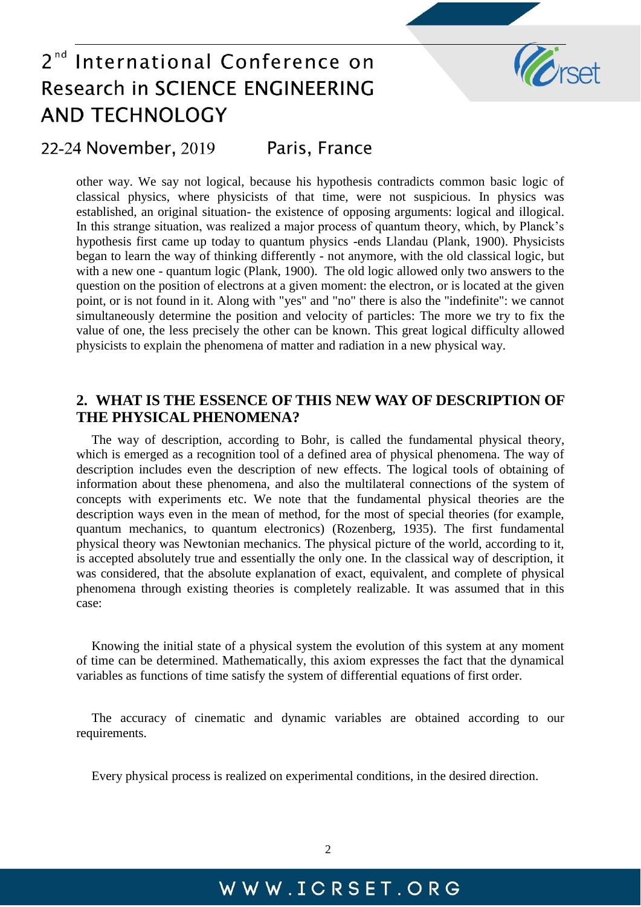other way. We say not logical, because his hypothesis contradicts common basic logic of classical physics, where physicists of that time, were not suspicious. In physics was established, an original situation- the existence of opposing arguments: logical and illogical. In this strange situation, was realized a major process of quantum theory, which, by Planck's hypothesis first came up today to quantum physics -ends Llandau (Plank, 1900). Physicists began to learn the way of thinking differently - not anymore, with the old classical logic, but with a new one - quantum logic (Plank, 1900). The old logic allowed only two answers to the question on the position of electrons at a given moment: the electron, or is located at the given point, or is not found in it. Along with "yes" and "no" there is also the "indefinite": we cannot simultaneously determine the position and velocity of particles: The more we try to fix the value of one, the less precisely the other can be known. This great logical difficulty allowed physicists to explain the phenomena of matter and radiation in a new physical way.

## 2. WHAT IS THE ESSENCE OF THIS NEW WAY OF DESCRIPTION OF THE PHYSICAL PHENOMENA?

The way of description, according to Bohr, is called the fundamental physical theory, which is emerged as a recognition tool of a defined area of physical phenomena. The way of description includes even the description of new effects. The logical tools of obtaining of information about these phenomena, and also the multilateral connections of the system of concepts with experiments etc. We note that the fundamental physical theories are the description ways even in the mean of method, for the most of special theories (for example, quantum mechanics, to quantum electronics) (Rozenberg, 1935). The first fundamental physical theory was Newtonian mechanics. The physical picture of the world, according to it, is accepted absolutely true and essentially the only one. In the classical way of description, it was considered, that the absolute explanation of exact, equivalent, and complete of physical phenomena through existing theories is completely realizable. It was assumed that in this case:

Knowing the initial state of a physical system the evolution of this system at any moment of time can be determined. Mathematically, this axiom expresses the fact that the dynamical variables as functions of time satisfy the system of differential equations of first order.

The accuracy of cinematic and dynamic variables are obtained according to our requirements.

Every physical process is realized on experimental conditions, in the desired direction.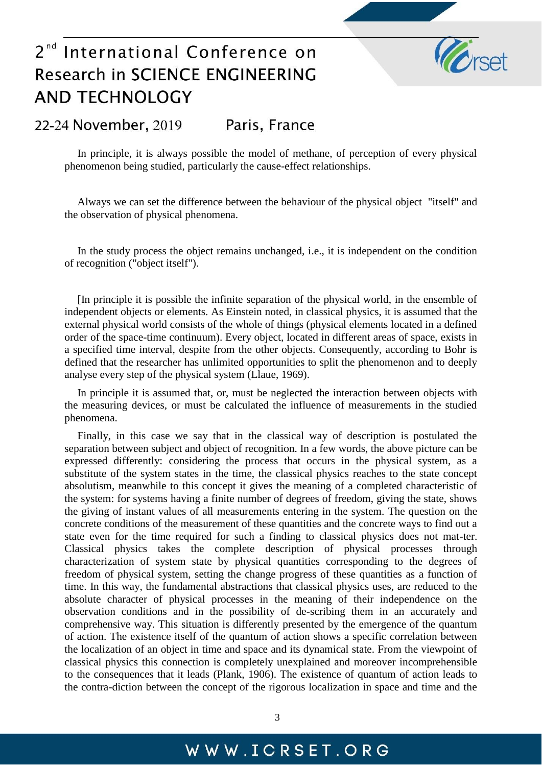In principle, it is always possible the model of methane, of perception of every physical phenomenon being studied, particularly the cause-effect relationships.

Always we can set the difference between the behaviour of the physical object "itself" and the observation of physical phenomena.

In the study process the object remains unchanged, i.e., it is independent on the condition of recognition ("object itself").

[In principle it is possible the infinite separation of the physical world, in the ensemble of independent objects or elements. As Einstein noted, in classical physics, it is assumed that the external physical world consists of the whole of things (physical elements located in a defined order of the space-time continuum). Every object, located in different areas of space, exists in a specified time interval, despite from the other objects. Consequently, according to Bohr is defined that the researcher has unlimited opportunities to split the phenomenon and to deeply analyse every step of the physical system (Llaue, 1969).

In principle it is assumed that, or, must be neglected the interaction between objects with the measuring devices, or must be calculated the influence of measurements in the studied phenomena.

Finally, in this case we say that in the classical way of description is postulated the separation between subject and object of recognition. In a few words, the above picture can be expressed differently: considering the process that occurs in the physical system, as a substitute of the system states in the time, the classical physics reaches to the state concept absolutism, meanwhile to this concept it gives the meaning of a completed characteristic of the system: for systems having a finite number of degrees of freedom, giving the state, shows the giving of instant values of all measurements entering in the system. The question on the concrete conditions of the measurement of these quantities and the concrete ways to find out a state even for the time required for such a finding to classical physics does not mat-ter. Classical physics takes the complete description of physical processes through characterization of system state by physical quantities corresponding to the degrees of freedom of physical system, setting the change progress of these quantities as a function of time. In this way, the fundamental abstractions that classical physics uses, are reduced to the absolute character of physical processes in the meaning of their independence on the observation conditions and in the possibility of de-scribing them in an accurately and comprehensive way. This situation is differently presented by the emergence of the quantum of action. The existence itself of the quantum of action shows a specific correlation between the localization of an object in time and space and its dynamical state. From the viewpoint of classical physics this connection is completely unexplained and moreover incomprehensible to the consequences that it leads (Plank, 1906). The existence of quantum of action leads to the contra-diction between the concept of the rigorous localization in space and time and the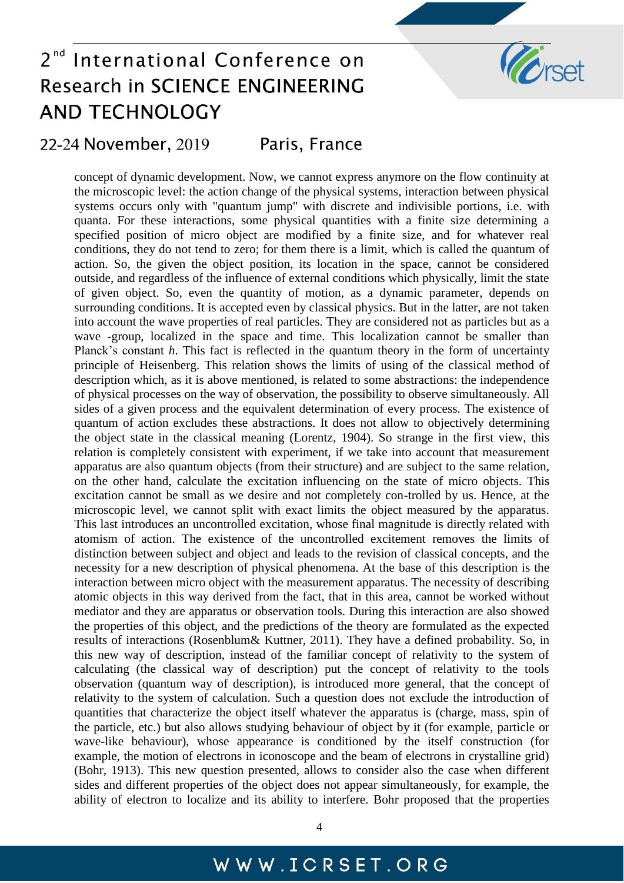concept of dynamic development. Now, we cannot express anymore on the flow continuity at the microscopic level: the action change of the physical systems, interaction between physical systems occurs only with "quantum jump" with discrete and indivisible portions, i.e. with quanta. For these interactions, some physical quantities with a finite size determining a specified position of micro object are modified by a finite size, and for whatever real conditions, they do not tend to zero; for them there is a limit, which is called the quantum of action. So, the given the object position, its location in the space, cannot be considered outside, and regardless of the influence of external conditions which physically, limit the state of given object. So, even the quantity of motion, as a dynamic parameter, depends on surrounding conditions. It is accepted even by classical physics. But in the latter, are not taken into account the wave properties of real particles. They are considered not as particles but as a wave -group, localized in the space and time. This localization cannot be smaller than Planck's constant $h$. This fact is reflected in the quantum theory in the form of uncertainty principle of Heisenberg. This relation shows the limits of using of the classical method of description which, as it is above mentioned, is related to some abstractions: the independence of physical processes on the way of observation, the possibility to observe simultaneously. All sides of a given process and the equivalent determination of every process. The existence of quantum of action excludes these abstractions. It does not allow to objectively determining the object state in the classical meaning (Lorentz, 1904). So strange in the first view, this relation is completely consistent with experiment, if we take into account that measurement apparatus are also quantum objects (from their structure) and are subject to the same relation, on the other hand, calculate the excitation influencing on the state of micro objects. This excitation cannot be small as we desire and not completely con-trolled by us. Hence, at the microscopic level, we cannot split with exact limits the object measured by the apparatus. This last introduces an uncontrolled excitation, whose final magnitude is directly related with atomism of action. The existence of the uncontrolled excitement removes the limits of distinction between subject and object and leads to the revision of classical concepts, and the necessity for a new description of physical phenomena. At the base of this description is the interaction between micro object with the measurement apparatus. The necessity of describing atomic objects in this way derived from the fact, that in this area, cannot be worked without mediator and they are apparatus or observation tools. During this interaction are also showed the properties of this object, and the predictions of the theory are formulated as the expected results of interactions (Rosenblum& Kuttner, 2011). They have a defined probability. So, in this new way of description, instead of the familiar concept of relativity to the system of calculating (the classical way of description) put the concept of relativity to the tools observation (quantum way of description), is introduced more general, that the concept of relativity to the system of calculation. Such a question does not exclude the introduction of quantities that characterize the object itself whatever the apparatus is (charge, mass, spin of the particle, etc.) but also allows studying behaviour of object by it (for example, particle or wave-like behaviour), whose appearance is conditioned by the itself construction (for example, the motion of electrons in iconoscope and the beam of electrons in crystalline grid) (Bohr, 1913). This new question presented, allows to consider also the case when different sides and different properties of the object does not appear simultaneously, for example, the ability of electron to localize and its ability to interfere. Bohr proposed that the properties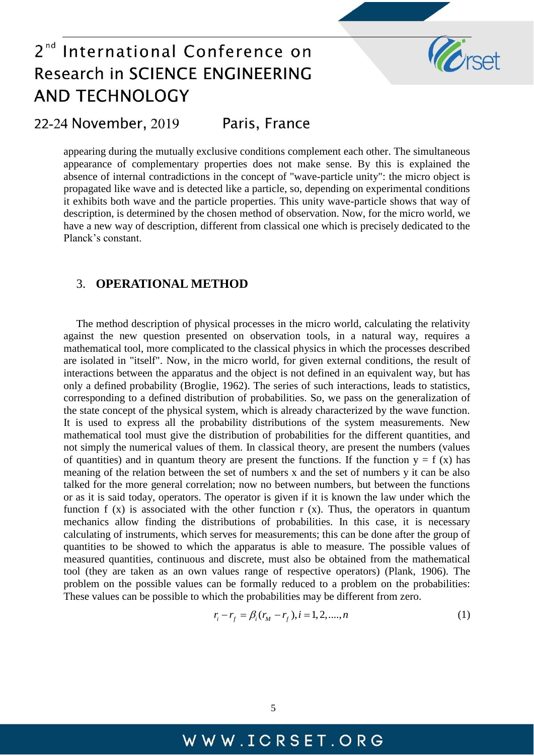appearing during the mutually exclusive conditions complement each other. The simultaneous appearance of complementary properties does not make sense. By this is explained the absence of internal contradictions in the concept of "wave-particle unity": the micro object is propagated like wave and is detected like a particle, so, depending on experimental conditions it exhibits both wave and the particle properties. This unity wave-particle shows that way of description, is determined by the chosen method of observation. Now, for the micro world, we have a new way of description, different from classical one which is precisely dedicated to the Planck's constant.

## 3. **OPERATIONAL METHOD**

The method description of physical processes in the micro world, calculating the relativity against the new question presented on observation tools, in a natural way, requires a mathematical tool, more complicated to the classical physics in which the processes described are isolated in "itself". Now, in the micro world, for given external conditions, the result of interactions between the apparatus and the object is not defined in an equivalent way, but has only a defined probability (Broglie, 1962). The series of such interactions, leads to statistics, corresponding to a defined distribution of probabilities. So, we pass on the generalization of the state concept of the physical system, which is already characterized by the wave function. It is used to express all the probability distributions of the system measurements. New mathematical tool must give the distribution of probabilities for the different quantities, and not simply the numerical values of them. In classical theory, are present the numbers (values of quantities) and in quantum theory are present the functions. If the function y = f (x) has meaning of the relation between the set of numbers x and the set of numbers y it can be also talked for the more general correlation; now no between numbers, but between the functions or as it is said today, operators. The operator is given if it is known the law under which the function f (x) is associated with the other function r (x). Thus, the operators in quantum mechanics allow finding the distributions of probabilities. In this case, it is necessary calculating of instruments, which serves for measurements; this can be done after the group of quantities to be showed to which the apparatus is able to measure. The possible values of measured quantities, continuous and discrete, must also be obtained from the mathematical tool (they are taken as an own values range of respective operators) (Plank, 1906). The problem on the possible values can be formally reduced to a problem on the probabilities: These values can be possible to which the probabilities may be different from zero.

$$r_i - r_f = \beta_i (r_M - r_f), i = 1, 2, ...., n \tag{1}$$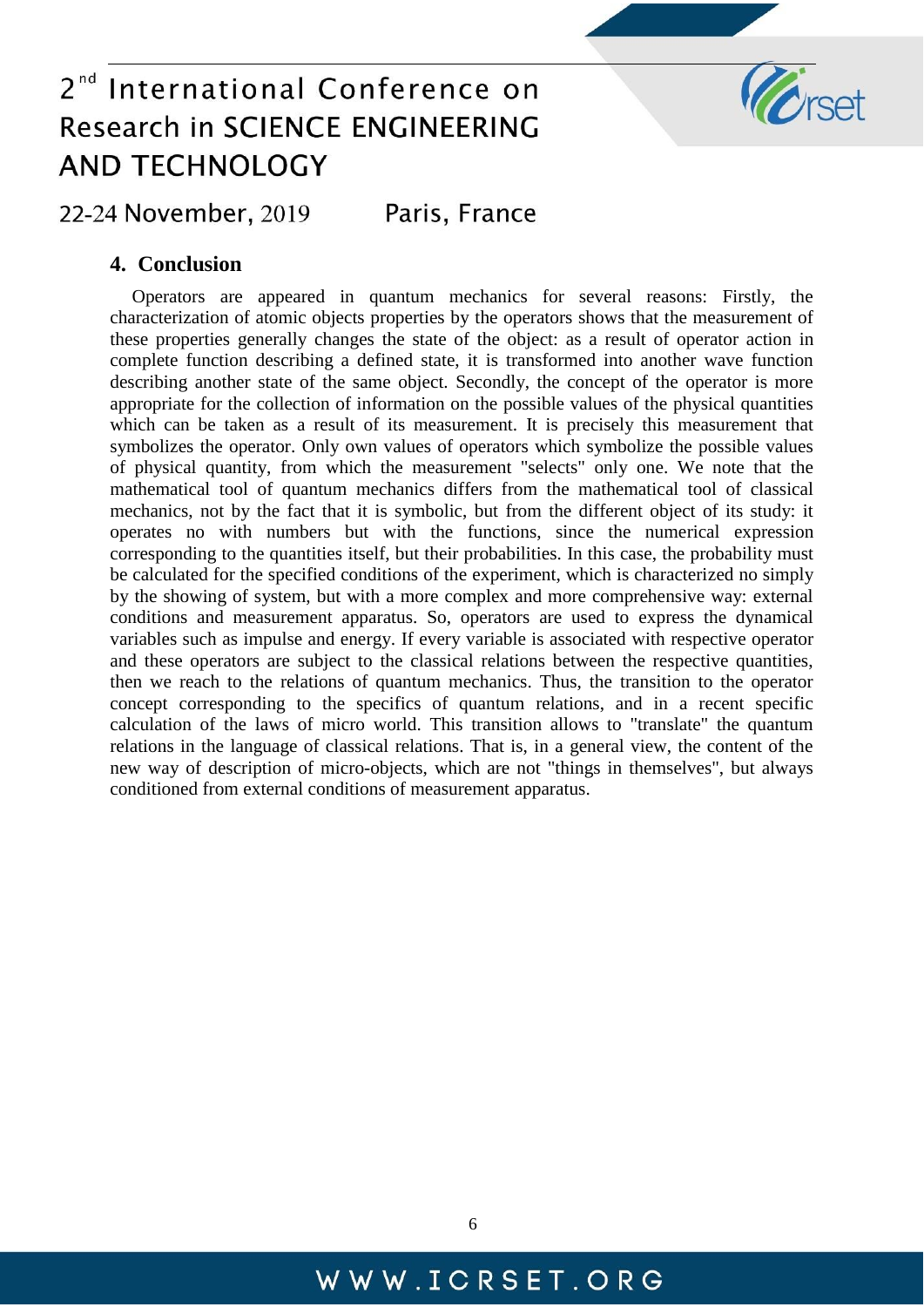## 4. Conclusion

Operators are appeared in quantum mechanics for several reasons: Firstly, the characterization of atomic objects properties by the operators shows that the measurement of these properties generally changes the state of the object: as a result of operator action in complete function describing a defined state, it is transformed into another wave function describing another state of the same object. Secondly, the concept of the operator is more appropriate for the collection of information on the possible values of the physical quantities which can be taken as a result of its measurement. It is precisely this measurement that symbolizes the operator. Only own values of operators which symbolize the possible values of physical quantity, from which the measurement "selects" only one. We note that the mathematical tool of quantum mechanics differs from the mathematical tool of classical mechanics, not by the fact that it is symbolic, but from the different object of its study: it operates no with numbers but with the functions, since the numerical expression corresponding to the quantities itself, but their probabilities. In this case, the probability must be calculated for the specified conditions of the experiment, which is characterized no simply by the showing of system, but with a more complex and more comprehensive way: external conditions and measurement apparatus. So, operators are used to express the dynamical variables such as impulse and energy. If every variable is associated with respective operator and these operators are subject to the classical relations between the respective quantities, then we reach to the relations of quantum mechanics. Thus, the transition to the operator concept corresponding to the specifics of quantum relations, and in a recent specific calculation of the laws of micro world. This transition allows to "translate" the quantum relations in the language of classical relations. That is, in a general view, the content of the new way of description of micro-objects, which are not "things in themselves", but always conditioned from external conditions of measurement apparatus.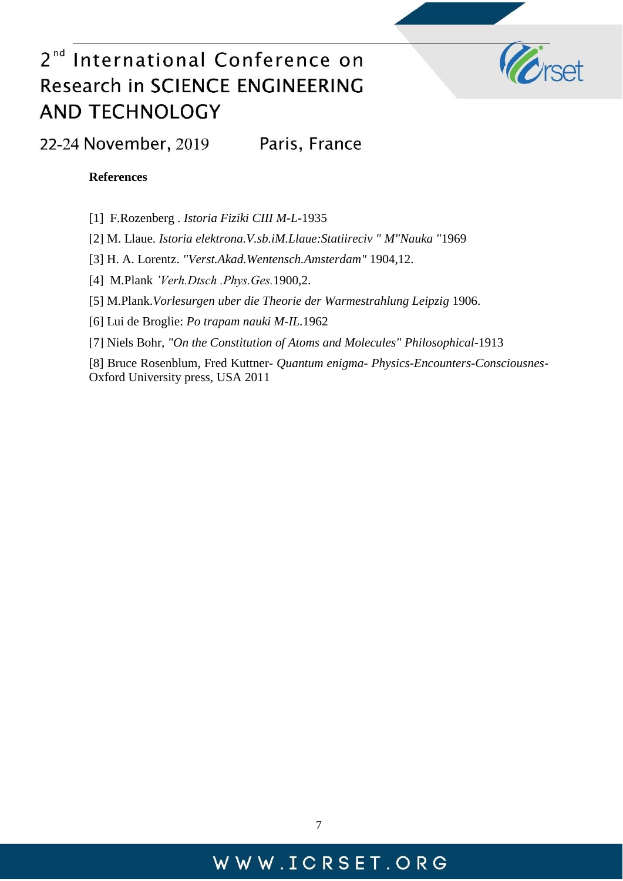**References**

[1] F.Rozenberg . *Istoria Fiziki CIII M-L*-1935

[2] M. Llaue. *Istoria elektrona.V.sb.iM.Llaue:Statiireciv " M"Nauka* "1969

[3] H. A. Lorentz. *"Verst.Akad.Wentensch.Amsterdam"* 1904,12.

[4] M.Plank *'Verh.Dtsch .Phys.Ges.*1900,2.

[5] M.Plank.*Vorlesurgen uber die Theorie der Warmestrahlung Leipzig* 1906.

[6] Lui de Broglie: *Po trapam nauki M-IL*.1962

[7] Niels Bohr, *"On the Constitution of Atoms and Molecules" Philosophical*-1913

[8] Bruce Rosenblum, Fred Kuttner- *Quantum enigma- Physics-Encounters-Consciousnes-* Oxford University press, USA 2011